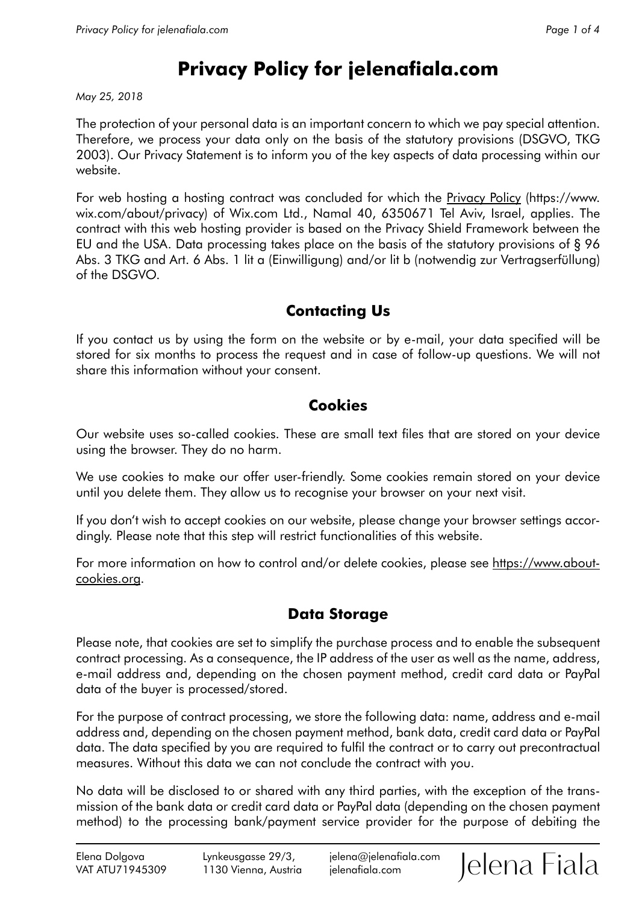# Privacy Policy for jelenafiala.com

*May 25, 2018*

The protection of your personal data is an important concern to which we pay special attention. Therefore, we process your data only on the basis of the statutory provisions (DSGVO, TKG 2003). Our Privacy Statement is to inform you of the key aspects of data processing within our website.

For web hosting a hosting contract was concluded for which the Privacy Policy (https://www.wix.com/about/privacy) of Wix.com Ltd., Namal 40, 6350671 Tel Aviv, Israel, applies. The contract with this web hosting provider is based on the Privacy Shield Framework between the EU and the USA. Data processing takes place on the basis of the statutory provisions of § 96 Abs. 3 TKG and Art. 6 Abs. 1 lit a (Einwilligung) and/or lit b (notwendig zur Vertragserfüllung) of the DSGVO.

## Contacting Us

If you contact us by using the form on the website or by e-mail, your data specified will be stored for six months to process the request and in case of follow-up questions. We will not share this information without your consent.

## Cookies

Our website uses so-called cookies. These are small text files that are stored on your device using the browser. They do no harm.

We use cookies to make our offer user-friendly. Some cookies remain stored on your device until you delete them. They allow us to recognise your browser on your next visit.

If you don't wish to accept cookies on our website, please change your browser settings accordingly. Please note that this step will restrict functionalities of this website.

For more information on how to control and/or delete cookies, please see https://www.aboutcookies.org.

## Data Storage

Please note, that cookies are set to simplify the purchase process and to enable the subsequent contract processing. As a consequence, the IP address of the user as well as the name, address, e-mail address and, depending on the chosen payment method, credit card data or PayPal data of the buyer is processed/stored.

For the purpose of contract processing, we store the following data: name, address and e-mail address and, depending on the chosen payment method, bank data, credit card data or PayPal data. The data specified by you are required to fulfil the contract or to carry out precontractual measures. Without this data we can not conclude the contract with you.

No data will be disclosed to or shared with any third parties, with the exception of the transmission of the bank data or credit card data or PayPal data (depending on the chosen payment method) to the processing bank/payment service provider for the purpose of debiting the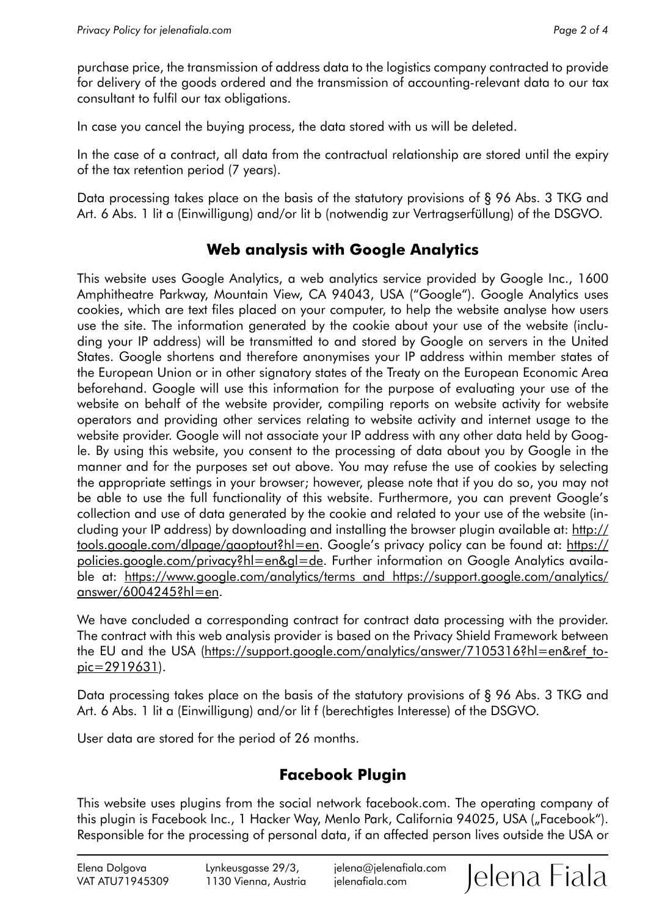purchase price, the transmission of address data to the logistics company contracted to provide for delivery of the goods ordered and the transmission of accounting-relevant data to our tax consultant to fulfil our tax obligations.

In case you cancel the buying process, the data stored with us will be deleted.

In the case of a contract, all data from the contractual relationship are stored until the expiry of the tax retention period (7 years).

Data processing takes place on the basis of the statutory provisions of § 96 Abs. 3 TKG and Art. 6 Abs. 1 lit a (Einwilligung) and/or lit b (notwendig zur Vertragserfüllung) of the DSGVO.

## Web analysis with Google Analytics

This website uses Google Analytics, a web analytics service provided by Google Inc., 1600 Amphitheatre Parkway, Mountain View, CA 94043, USA ("Google"). Google Analytics uses cookies, which are text files placed on your computer, to help the website analyse how users use the site. The information generated by the cookie about your use of the website (including your IP address) will be transmitted to and stored by Google on servers in the United States. Google shortens and therefore anonymises your IP address within member states of the European Union or in other signatory states of the Treaty on the European Economic Area beforehand. Google will use this information for the purpose of evaluating your use of the website on behalf of the website provider, compiling reports on website activity for website operators and providing other services relating to website activity and internet usage to the website provider. Google will not associate your IP address with any other data held by Google. By using this website, you consent to the processing of data about you by Google in the manner and for the purposes set out above. You may refuse the use of cookies by selecting the appropriate settings in your browser; however, please note that if you do so, you may not be able to use the full functionality of this website. Furthermore, you can prevent Google's collection and use of data generated by the cookie and related to your use of the website (including your IP address) by downloading and installing the browser plugin available at: http://tools.google.com/dlpage/gaoptout?hl=en. Google's privacy policy can be found at: https://policies.google.com/privacy?hl=en&gl=de. Further information on Google Analytics available at: https://www.google.com/analytics/terms and https://support.google.com/analytics/answer/6004245?hl=en.

We have concluded a corresponding contract for contract data processing with the provider. The contract with this web analysis provider is based on the Privacy Shield Framework between the EU and the USA (https://support.google.com/analytics/answer/7105316?hl=en&ref_topic=2919631).

Data processing takes place on the basis of the statutory provisions of § 96 Abs. 3 TKG and Art. 6 Abs. 1 lit a (Einwilligung) and/or lit f (berechtigtes Interesse) of the DSGVO.

User data are stored for the period of 26 months.

## Facebook Plugin

This website uses plugins from the social network facebook.com. The operating company of this plugin is Facebook Inc., 1 Hacker Way, Menlo Park, California 94025, USA („Facebook"). Responsible for the processing of personal data, if an affected person lives outside the USA or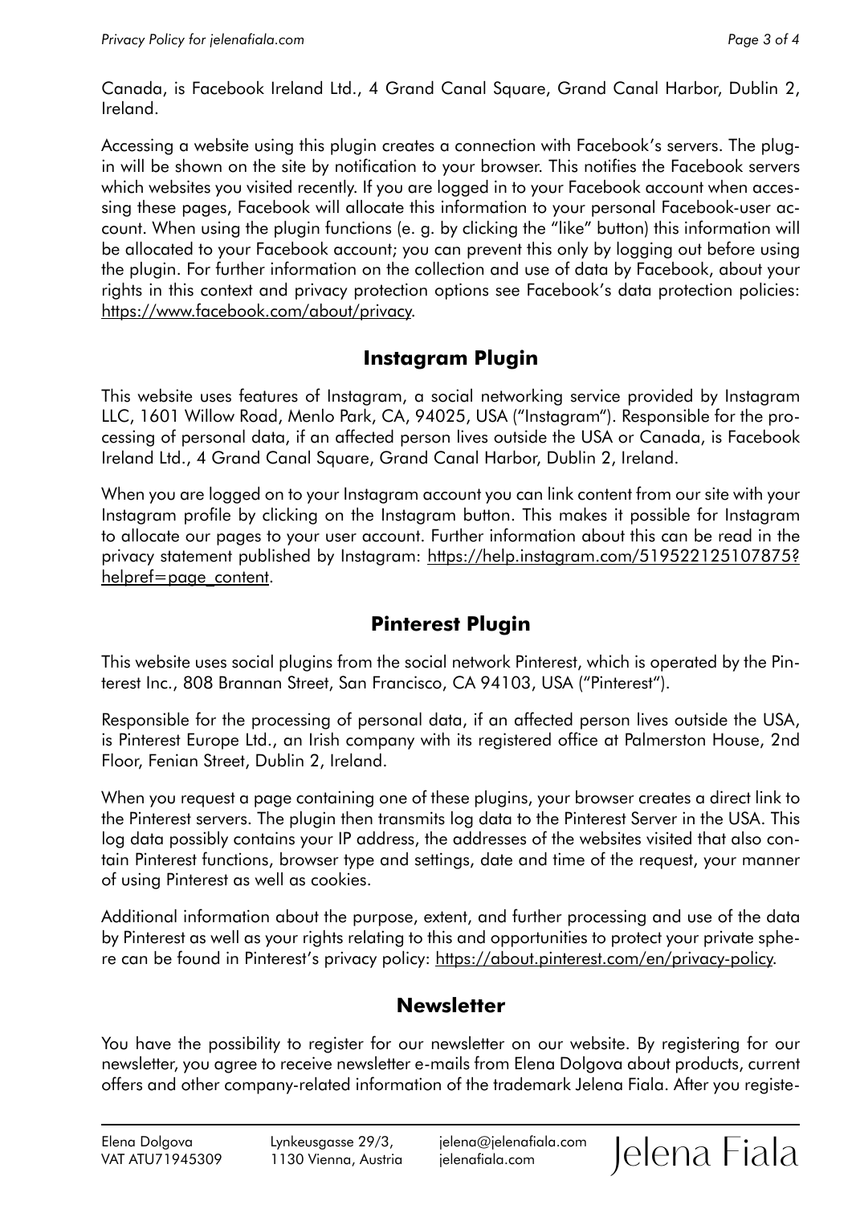Canada, is Facebook Ireland Ltd., 4 Grand Canal Square, Grand Canal Harbor, Dublin 2, Ireland.

Accessing a website using this plugin creates a connection with Facebook's servers. The plug-in will be shown on the site by notification to your browser. This notifies the Facebook servers which websites you visited recently. If you are logged in to your Facebook account when accessing these pages, Facebook will allocate this information to your personal Facebook-user account. When using the plugin functions (e. g. by clicking the "like" button) this information will be allocated to your Facebook account; you can prevent this only by logging out before using the plugin. For further information on the collection and use of data by Facebook, about your rights in this context and privacy protection options see Facebook's data protection policies: https://www.facebook.com/about/privacy.

## Instagram Plugin

This website uses features of Instagram, a social networking service provided by Instagram LLC, 1601 Willow Road, Menlo Park, CA, 94025, USA ("Instagram"). Responsible for the processing of personal data, if an affected person lives outside the USA or Canada, is Facebook Ireland Ltd., 4 Grand Canal Square, Grand Canal Harbor, Dublin 2, Ireland.

When you are logged on to your Instagram account you can link content from our site with your Instagram profile by clicking on the Instagram button. This makes it possible for Instagram to allocate our pages to your user account. Further information about this can be read in the privacy statement published by Instagram: https://help.instagram.com/519522125107875?helpref=page_content.

## Pinterest Plugin

This website uses social plugins from the social network Pinterest, which is operated by the Pinterest Inc., 808 Brannan Street, San Francisco, CA 94103, USA ("Pinterest").

Responsible for the processing of personal data, if an affected person lives outside the USA, is Pinterest Europe Ltd., an Irish company with its registered office at Palmerston House, 2nd Floor, Fenian Street, Dublin 2, Ireland.

When you request a page containing one of these plugins, your browser creates a direct link to the Pinterest servers. The plugin then transmits log data to the Pinterest Server in the USA. This log data possibly contains your IP address, the addresses of the websites visited that also contain Pinterest functions, browser type and settings, date and time of the request, your manner of using Pinterest as well as cookies.

Additional information about the purpose, extent, and further processing and use of the data by Pinterest as well as your rights relating to this and opportunities to protect your private sphere can be found in Pinterest's privacy policy: https://about.pinterest.com/en/privacy-policy.

## Newsletter

You have the possibility to register for our newsletter on our website. By registering for our newsletter, you agree to receive newsletter e-mails from Elena Dolgova about products, current offers and other company-related information of the trademark Jelena Fiala. After you registe-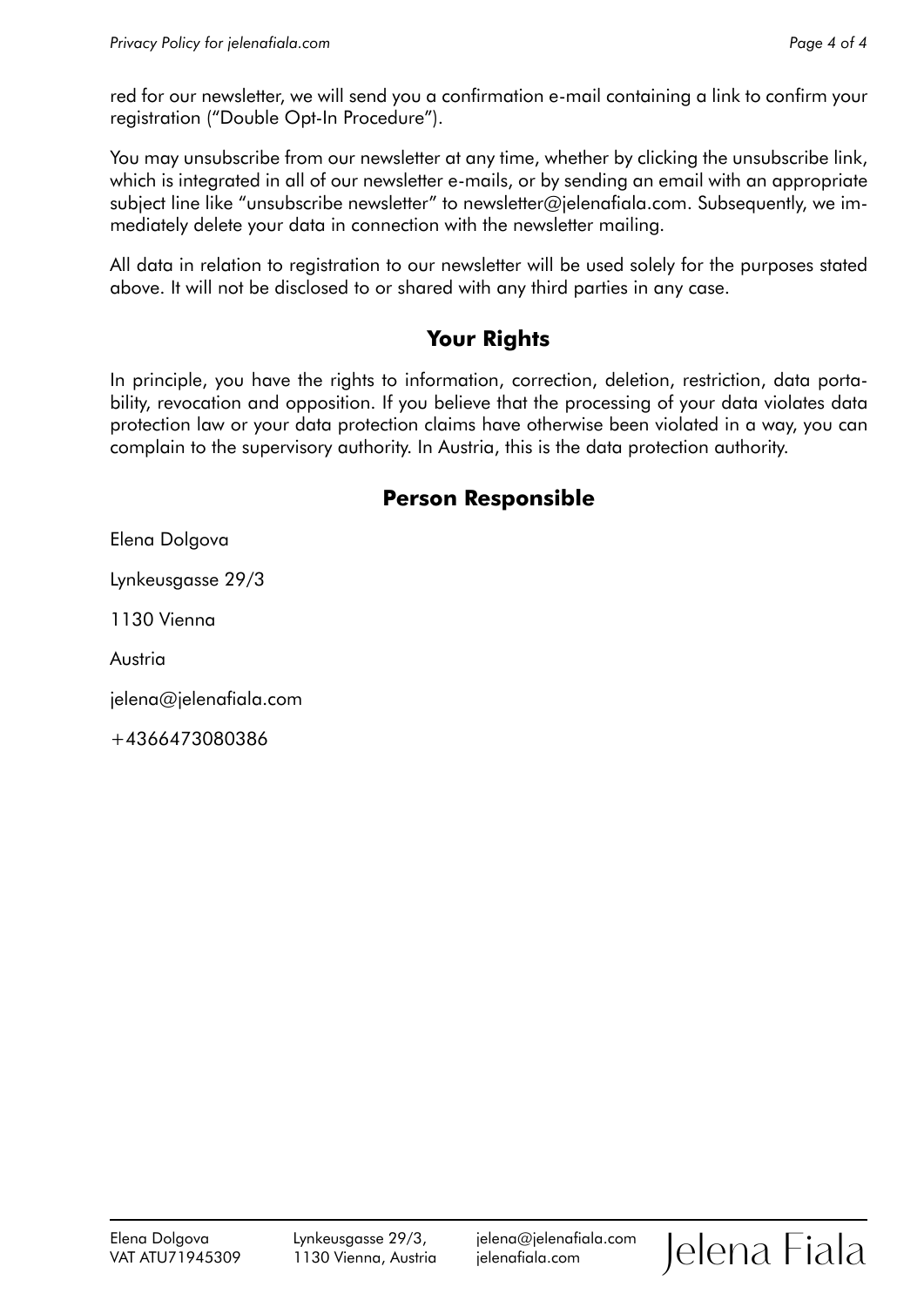red for our newsletter, we will send you a confirmation e-mail containing a link to confirm your registration ("Double Opt-In Procedure").

You may unsubscribe from our newsletter at any time, whether by clicking the unsubscribe link, which is integrated in all of our newsletter e-mails, or by sending an email with an appropriate subject line like "unsubscribe newsletter" to newsletter@jelenafiala.com. Subsequently, we immediately delete your data in connection with the newsletter mailing.

All data in relation to registration to our newsletter will be used solely for the purposes stated above. It will not be disclosed to or shared with any third parties in any case.

## Your Rights

In principle, you have the rights to information, correction, deletion, restriction, data portability, revocation and opposition. If you believe that the processing of your data violates data protection law or your data protection claims have otherwise been violated in a way, you can complain to the supervisory authority. In Austria, this is the data protection authority.

## Person Responsible

Elena Dolgova

Lynkeusgasse 29/3

1130 Vienna

Austria

jelena@jelenafiala.com

+4366473080386